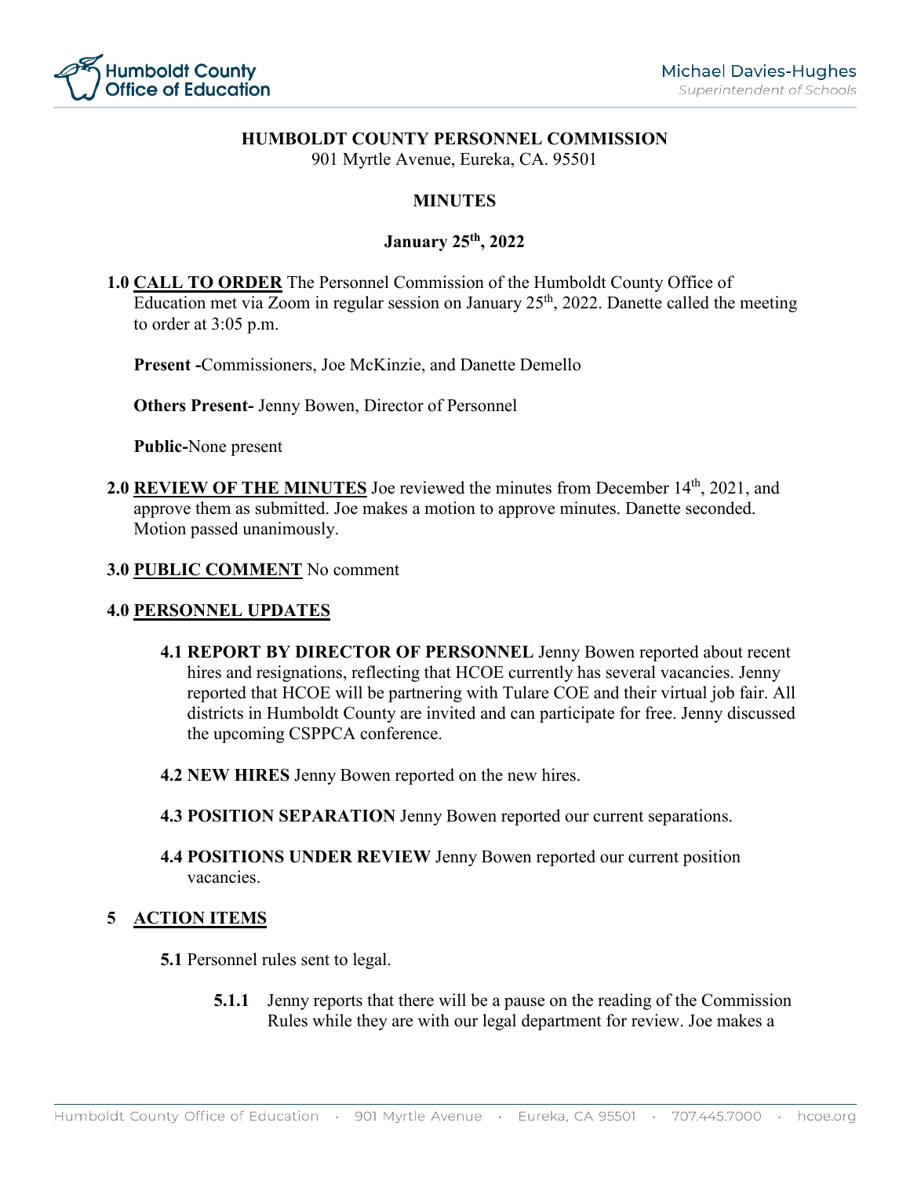# HUMBOLDT COUNTY PERSONNEL COMMISSION

901 Myrtle Avenue, Eureka, CA. 95501

## MINUTES

### January 25th, 2022

**1.0 CALL TO ORDER** The Personnel Commission of the Humboldt County Office of Education met via Zoom in regular session on January 25th, 2022. Danette called the meeting to order at 3:05 p.m.

**Present -**Commissioners, Joe McKinzie, and Danette Demello

**Others Present-** Jenny Bowen, Director of Personnel

**Public-**None present

**2.0 REVIEW OF THE MINUTES** Joe reviewed the minutes from December 14th, 2021, and approve them as submitted. Joe makes a motion to approve minutes. Danette seconded. Motion passed unanimously.

**3.0 PUBLIC COMMENT** No comment

**4.0 PERSONNEL UPDATES**

**4.1 REPORT BY DIRECTOR OF PERSONNEL** Jenny Bowen reported about recent hires and resignations, reflecting that HCOE currently has several vacancies. Jenny reported that HCOE will be partnering with Tulare COE and their virtual job fair. All districts in Humboldt County are invited and can participate for free. Jenny discussed the upcoming CSPPCA conference.

**4.2 NEW HIRES** Jenny Bowen reported on the new hires.

**4.3 POSITION SEPARATION** Jenny Bowen reported our current separations.

**4.4 POSITIONS UNDER REVIEW** Jenny Bowen reported our current position vacancies.

**5 ACTION ITEMS**

**5.1** Personnel rules sent to legal.

**5.1.1** Jenny reports that there will be a pause on the reading of the Commission Rules while they are with our legal department for review. Joe makes a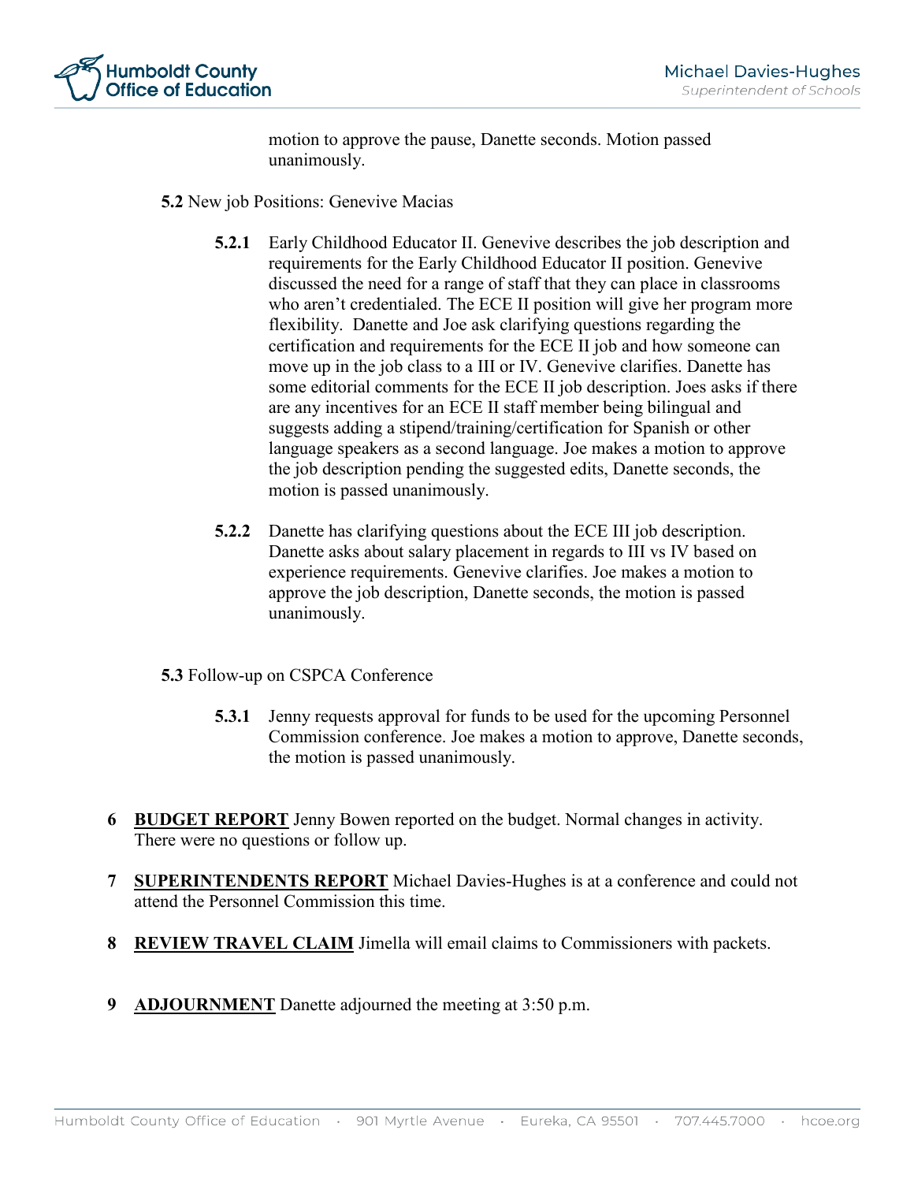motion to approve the pause, Danette seconds. Motion passed unanimously.

**5.2** New job Positions: Genevive Macias

**5.2.1** Early Childhood Educator II. Genevive describes the job description and requirements for the Early Childhood Educator II position. Genevive discussed the need for a range of staff that they can place in classrooms who aren't credentialed. The ECE II position will give her program more flexibility. Danette and Joe ask clarifying questions regarding the certification and requirements for the ECE II job and how someone can move up in the job class to a III or IV. Genevive clarifies. Danette has some editorial comments for the ECE II job description. Joes asks if there are any incentives for an ECE II staff member being bilingual and suggests adding a stipend/training/certification for Spanish or other language speakers as a second language. Joe makes a motion to approve the job description pending the suggested edits, Danette seconds, the motion is passed unanimously.

**5.2.2** Danette has clarifying questions about the ECE III job description. Danette asks about salary placement in regards to III vs IV based on experience requirements. Genevive clarifies. Joe makes a motion to approve the job description, Danette seconds, the motion is passed unanimously.

**5.3** Follow-up on CSPCA Conference

**5.3.1** Jenny requests approval for funds to be used for the upcoming Personnel Commission conference. Joe makes a motion to approve, Danette seconds, the motion is passed unanimously.

**6 BUDGET REPORT** Jenny Bowen reported on the budget. Normal changes in activity. There were no questions or follow up.

**7 SUPERINTENDENTS REPORT** Michael Davies-Hughes is at a conference and could not attend the Personnel Commission this time.

**8 REVIEW TRAVEL CLAIM** Jimella will email claims to Commissioners with packets.

**9 ADJOURNMENT** Danette adjourned the meeting at 3:50 p.m.